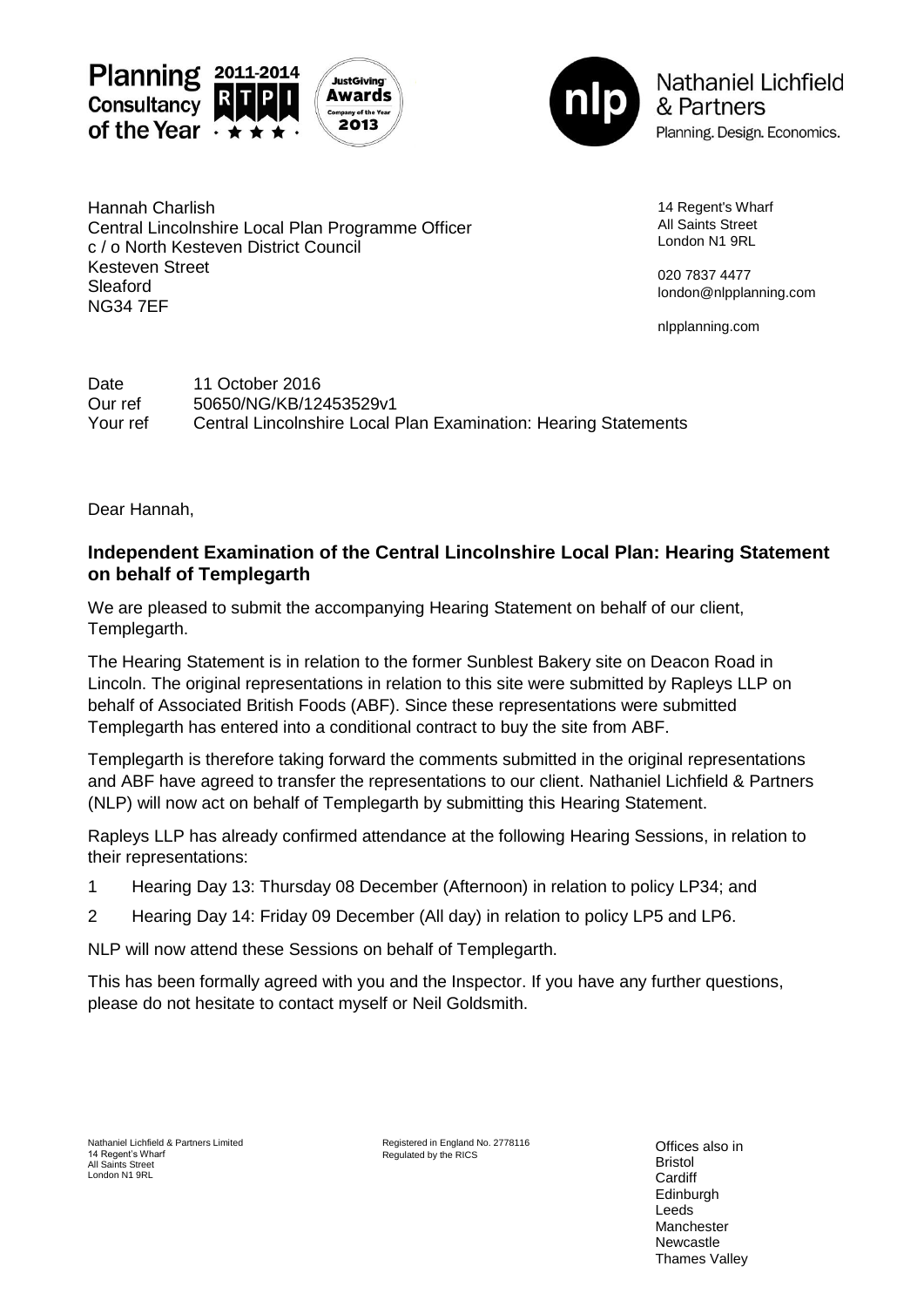Planning Consultancy of the Year 2011-2014 RTPI

JustGiving Awards Company of the Year 2013

Nathaniel Lichfield & Partners
Planning. Design. Economics.

Hannah Charlish
Central Lincolnshire Local Plan Programme Officer
c / o North Kesteven District Council
Kesteven Street
Sleaford
NG34 7EF

14 Regent's Wharf
All Saints Street
London N1 9RL

020 7837 4477
london@nlpplanning.com

nlpplanning.com

Date 11 October 2016
Our ref 50650/NG/KB/12453529v1
Your ref Central Lincolnshire Local Plan Examination: Hearing Statements

Dear Hannah,

**Independent Examination of the Central Lincolnshire Local Plan: Hearing Statement on behalf of Templegarth**

We are pleased to submit the accompanying Hearing Statement on behalf of our client, Templegarth.

The Hearing Statement is in relation to the former Sunblest Bakery site on Deacon Road in Lincoln. The original representations in relation to this site were submitted by Rapleys LLP on behalf of Associated British Foods (ABF). Since these representations were submitted Templegarth has entered into a conditional contract to buy the site from ABF.

Templegarth is therefore taking forward the comments submitted in the original representations and ABF have agreed to transfer the representations to our client. Nathaniel Lichfield & Partners (NLP) will now act on behalf of Templegarth by submitting this Hearing Statement.

Rapleys LLP has already confirmed attendance at the following Hearing Sessions, in relation to their representations:

1. Hearing Day 13: Thursday 08 December (Afternoon) in relation to policy LP34; and
2. Hearing Day 14: Friday 09 December (All day) in relation to policy LP5 and LP6.

NLP will now attend these Sessions on behalf of Templegarth.

This has been formally agreed with you and the Inspector. If you have any further questions, please do not hesitate to contact myself or Neil Goldsmith.

Nathaniel Lichfield & Partners Limited
14 Regent's Wharf
All Saints Street
London N1 9RL

Registered in England No. 2778116
Regulated by the RICS

Offices also in
Bristol
Cardiff
Edinburgh
Leeds
Manchester
Newcastle
Thames Valley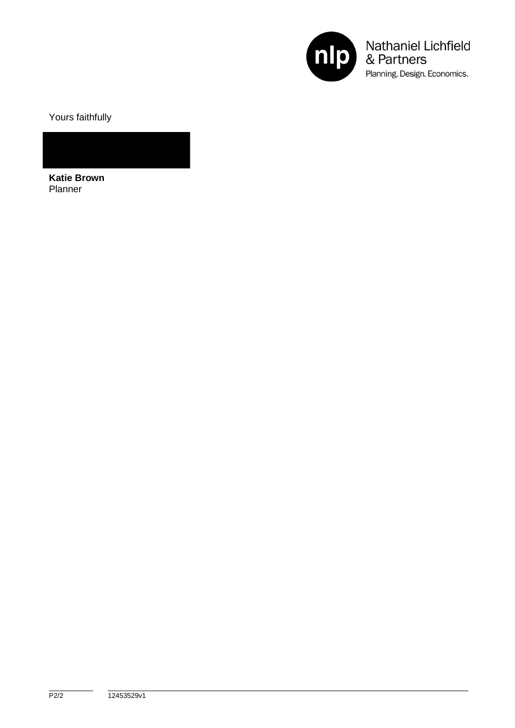Yours faithfully

**Katie Brown**
Planner